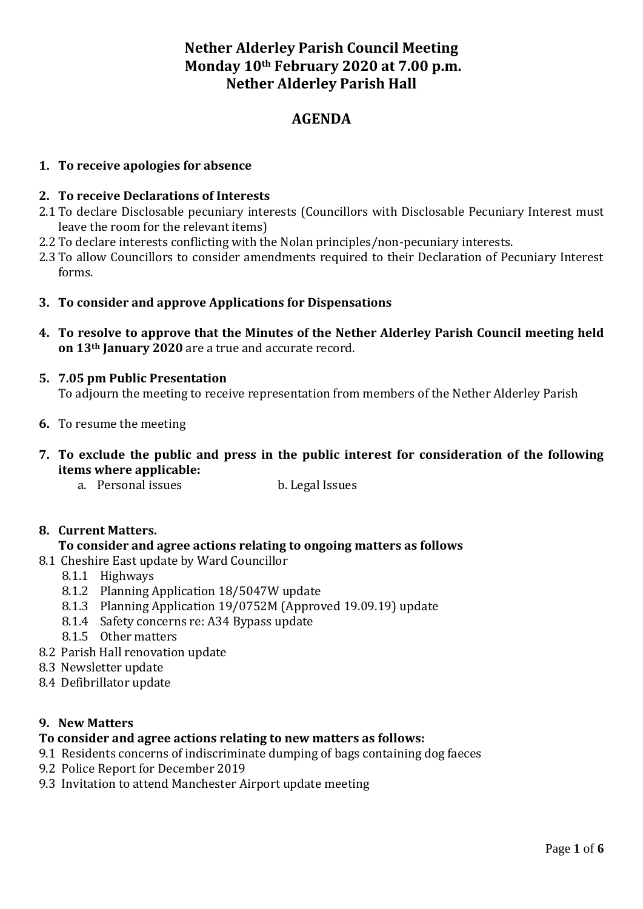# Nether Alderley Parish Council Meeting
# Monday 10th February 2020 at 7.00 p.m.
# Nether Alderley Parish Hall

## AGENDA

1. **To receive apologies for absence**

2. **To receive Declarations of Interests**

2.1 To declare Disclosable pecuniary interests (Councillors with Disclosable Pecuniary Interest must leave the room for the relevant items)

2.2 To declare interests conflicting with the Nolan principles/non-pecuniary interests.

2.3 To allow Councillors to consider amendments required to their Declaration of Pecuniary Interest forms.

3. **To consider and approve Applications for Dispensations**

4. **To resolve to approve that the Minutes of the Nether Alderley Parish Council meeting held on 13th January 2020** are a true and accurate record.

5. **7.05 pm Public Presentation**
   To adjourn the meeting to receive representation from members of the Nether Alderley Parish

6. To resume the meeting

7. **To exclude the public and press in the public interest for consideration of the following items where applicable:**
   a. Personal issues    b. Legal Issues

8. **Current Matters.**
   **To consider and agree actions relating to ongoing matters as follows**

8.1 Cheshire East update by Ward Councillor
   - 8.1.1 Highways
   - 8.1.2 Planning Application 18/5047W update
   - 8.1.3 Planning Application 19/0752M (Approved 19.09.19) update
   - 8.1.4 Safety concerns re: A34 Bypass update
   - 8.1.5 Other matters

8.2 Parish Hall renovation update

8.3 Newsletter update

8.4 Defibrillator update

9. **New Matters**

**To consider and agree actions relating to new matters as follows:**

9.1 Residents concerns of indiscriminate dumping of bags containing dog faeces

9.2 Police Report for December 2019

9.3 Invitation to attend Manchester Airport update meeting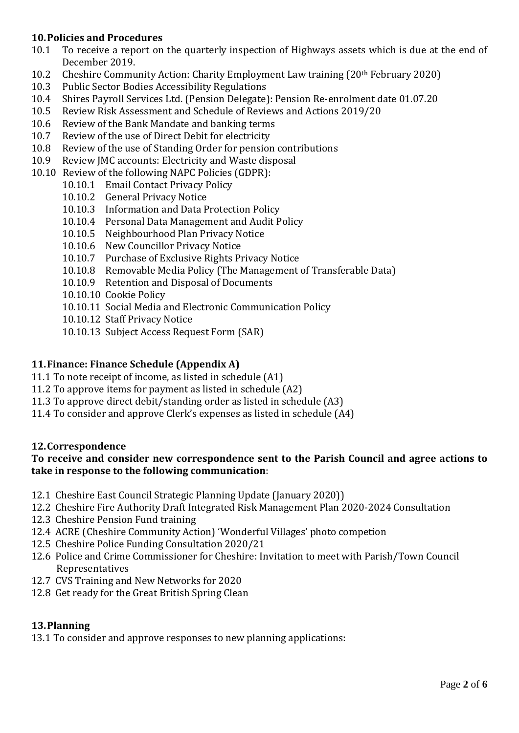## 10. Policies and Procedures

10.1 To receive a report on the quarterly inspection of Highways assets which is due at the end of December 2019.

10.2 Cheshire Community Action: Charity Employment Law training (20th February 2020)

10.3 Public Sector Bodies Accessibility Regulations

10.4 Shires Payroll Services Ltd. (Pension Delegate): Pension Re-enrolment date 01.07.20

10.5 Review Risk Assessment and Schedule of Reviews and Actions 2019/20

10.6 Review of the Bank Mandate and banking terms

10.7 Review of the use of Direct Debit for electricity

10.8 Review of the use of Standing Order for pension contributions

10.9 Review JMC accounts: Electricity and Waste disposal

10.10 Review of the following NAPC Policies (GDPR):

- 10.10.1 Email Contact Privacy Policy
- 10.10.2 General Privacy Notice
- 10.10.3 Information and Data Protection Policy
- 10.10.4 Personal Data Management and Audit Policy
- 10.10.5 Neighbourhood Plan Privacy Notice
- 10.10.6 New Councillor Privacy Notice
- 10.10.7 Purchase of Exclusive Rights Privacy Notice
- 10.10.8 Removable Media Policy (The Management of Transferable Data)
- 10.10.9 Retention and Disposal of Documents
- 10.10.10 Cookie Policy
- 10.10.11 Social Media and Electronic Communication Policy
- 10.10.12 Staff Privacy Notice
- 10.10.13 Subject Access Request Form (SAR)

## 11. Finance: Finance Schedule (Appendix A)

11.1 To note receipt of income, as listed in schedule (A1)

11.2 To approve items for payment as listed in schedule (A2)

11.3 To approve direct debit/standing order as listed in schedule (A3)

11.4 To consider and approve Clerk's expenses as listed in schedule (A4)

## 12. Correspondence

**To receive and consider new correspondence sent to the Parish Council and agree actions to take in response to the following communication**:

12.1 Cheshire East Council Strategic Planning Update (January 2020))

12.2 Cheshire Fire Authority Draft Integrated Risk Management Plan 2020-2024 Consultation

12.3 Cheshire Pension Fund training

12.4 ACRE (Cheshire Community Action) 'Wonderful Villages' photo competion

12.5 Cheshire Police Funding Consultation 2020/21

12.6 Police and Crime Commissioner for Cheshire: Invitation to meet with Parish/Town Council Representatives

12.7 CVS Training and New Networks for 2020

12.8 Get ready for the Great British Spring Clean

## 13. Planning

13.1 To consider and approve responses to new planning applications: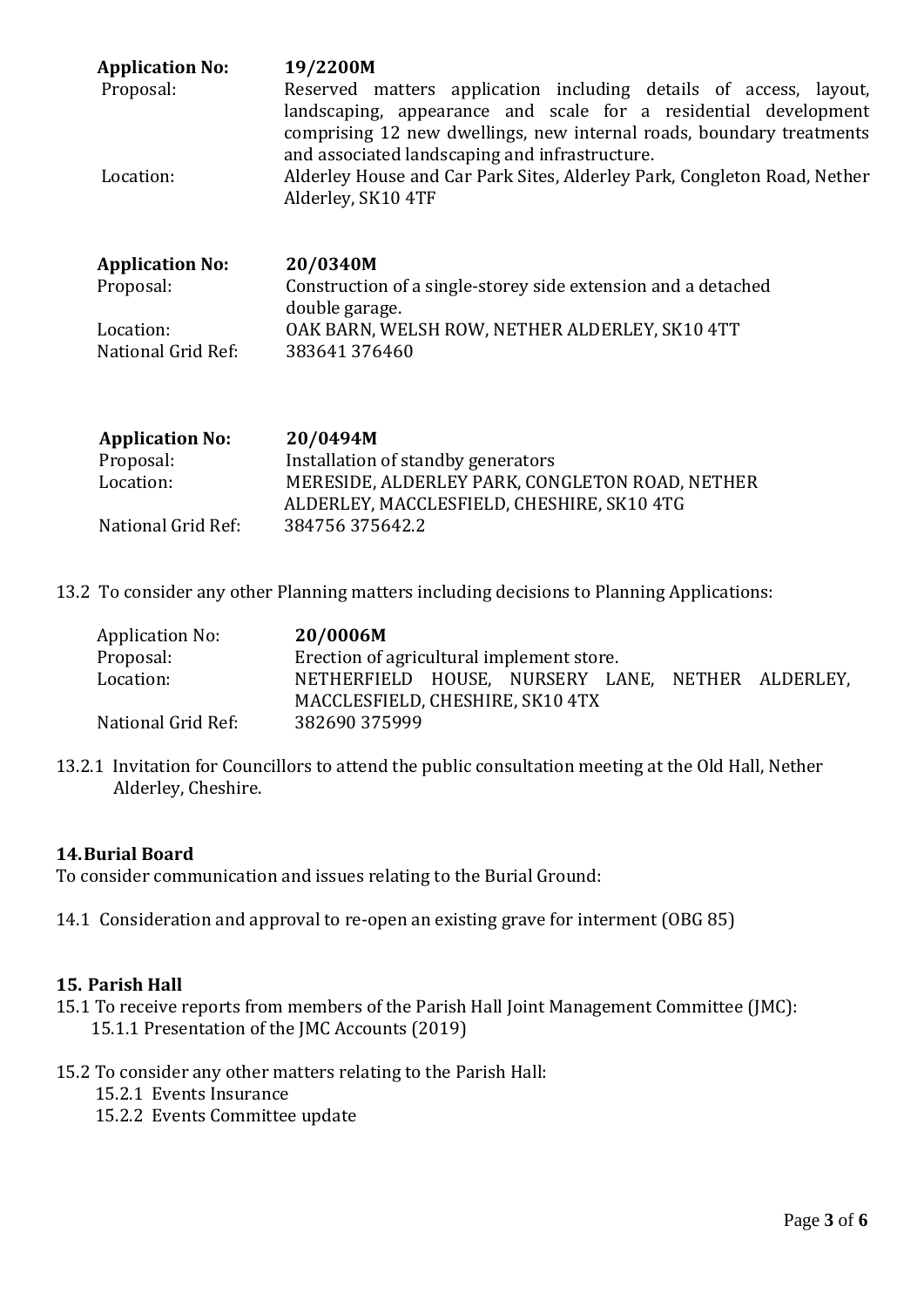**Application No:** **19/2200M**
Proposal: Reserved matters application including details of access, layout, landscaping, appearance and scale for a residential development comprising 12 new dwellings, new internal roads, boundary treatments and associated landscaping and infrastructure.
Location: Alderley House and Car Park Sites, Alderley Park, Congleton Road, Nether Alderley, SK10 4TF

**Application No:** **20/0340M**
Proposal: Construction of a single-storey side extension and a detached double garage.
Location: OAK BARN, WELSH ROW, NETHER ALDERLEY, SK10 4TT
National Grid Ref: 383641 376460

**Application No:** **20/0494M**
Proposal: Installation of standby generators
Location: MERESIDE, ALDERLEY PARK, CONGLETON ROAD, NETHER ALDERLEY, MACCLESFIELD, CHESHIRE, SK10 4TG
National Grid Ref: 384756 375642.2

13.2 To consider any other Planning matters including decisions to Planning Applications:

Application No: **20/0006M**
Proposal: Erection of agricultural implement store.
Location: NETHERFIELD HOUSE, NURSERY LANE, NETHER ALDERLEY, MACCLESFIELD, CHESHIRE, SK10 4TX
National Grid Ref: 382690 375999

13.2.1 Invitation for Councillors to attend the public consultation meeting at the Old Hall, Nether Alderley, Cheshire.

## 14. Burial Board

To consider communication and issues relating to the Burial Ground:

14.1 Consideration and approval to re-open an existing grave for interment (OBG 85)

## 15. Parish Hall

15.1 To receive reports from members of the Parish Hall Joint Management Committee (JMC):
- 15.1.1 Presentation of the JMC Accounts (2019)

15.2 To consider any other matters relating to the Parish Hall:
- 15.2.1 Events Insurance
- 15.2.2 Events Committee update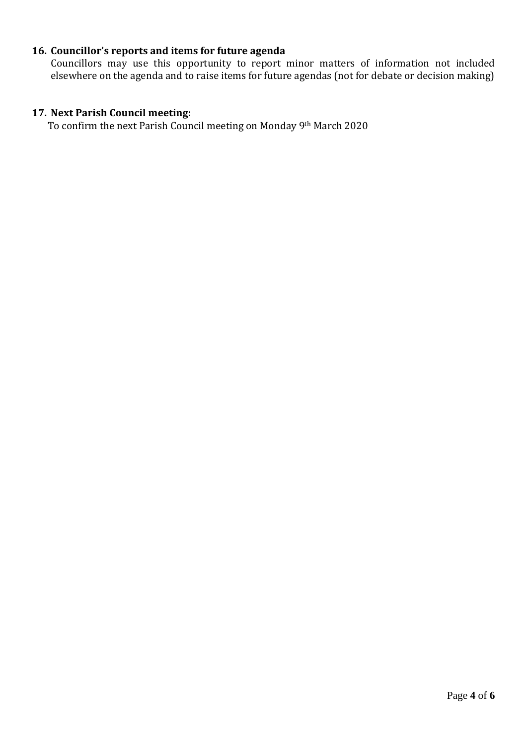**16. Councillor's reports and items for future agenda**

Councillors may use this opportunity to report minor matters of information not included elsewhere on the agenda and to raise items for future agendas (not for debate or decision making)

**17. Next Parish Council meeting:**

To confirm the next Parish Council meeting on Monday 9th March 2020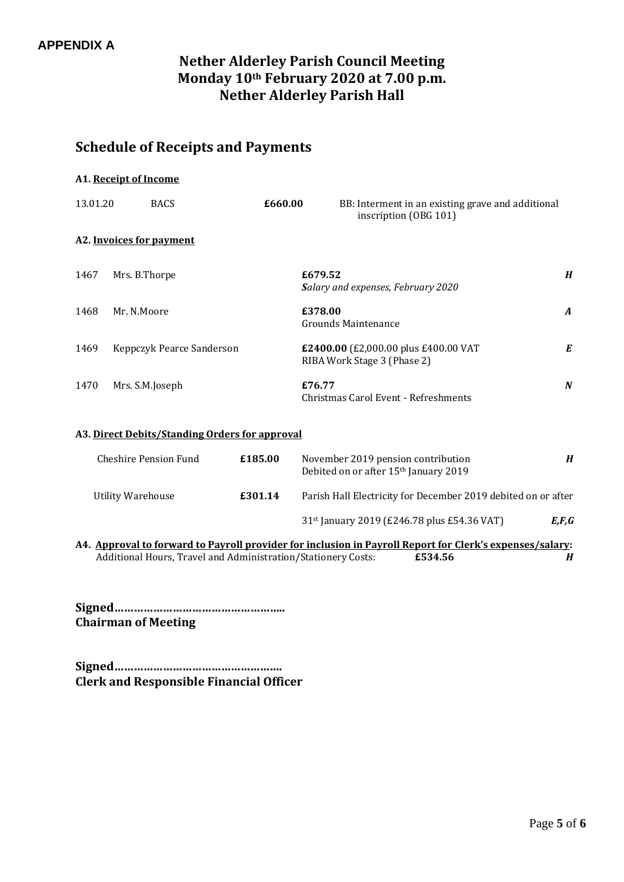**APPENDIX A**

# Nether Alderley Parish Council Meeting
# Monday 10th February 2020 at 7.00 p.m.
# Nether Alderley Parish Hall

## Schedule of Receipts and Payments

### A1. Receipt of Income

| | | | |
|---|---|---|---|
| 13.01.20 | BACS | **£660.00** | BB: Interment in an existing grave and additional inscription (OBG 101) |

### A2. Invoices for payment

| | | | |
|---|---|---|---|
| 1467 | Mrs. B.Thorpe | **£679.52**<br>*Salary and expenses, February 2020* | ***H*** |
| 1468 | Mr. N.Moore | **£378.00**<br>Grounds Maintenance | ***A*** |
| 1469 | Keppczyk Pearce Sanderson | **£2400.00** (£2,000.00 plus £400.00 VAT<br>RIBA Work Stage 3 (Phase 2) | ***E*** |
| 1470 | Mrs. S.M.Joseph | **£76.77**<br>Christmas Carol Event - Refreshments | ***N*** |

### A3. Direct Debits/Standing Orders for approval

| | | | |
|---|---|---|---|
| Cheshire Pension Fund | **£185.00** | November 2019 pension contribution<br>Debited on or after 15th January 2019 | ***H*** |
| Utility Warehouse | **£301.14** | Parish Hall Electricity for December 2019 debited on or after 31st January 2019 (£246.78 plus £54.36 VAT) | ***E,F,G*** |

### A4. Approval to forward to Payroll provider for inclusion in Payroll Report for Clerk's expenses/salary:

Additional Hours, Travel and Administration/Stationery Costs: **£534.56** ***H***

**Signed……………………………………………..**
**Chairman of Meeting**

**Signed……………………………………………**
**Clerk and Responsible Financial Officer**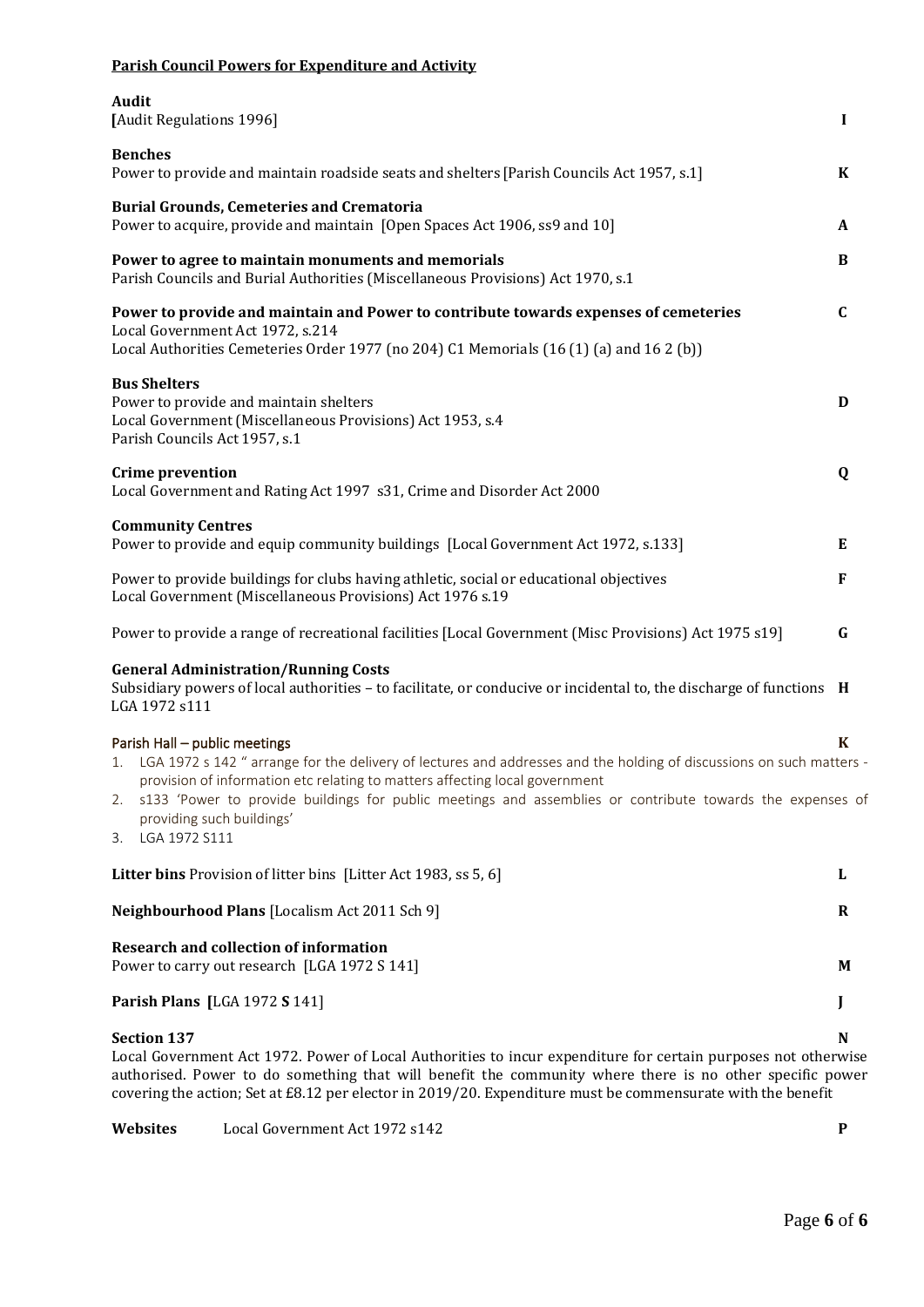## Parish Council Powers for Expenditure and Activity

**Audit**
[Audit Regulations 1996] **I**

**Benches**
Power to provide and maintain roadside seats and shelters [Parish Councils Act 1957, s.1] **K**

**Burial Grounds, Cemeteries and Crematoria**
Power to acquire, provide and maintain [Open Spaces Act 1906, ss9 and 10] **A**

**Power to agree to maintain monuments and memorials** **B**
Parish Councils and Burial Authorities (Miscellaneous Provisions) Act 1970, s.1

**Power to provide and maintain and Power to contribute towards expenses of cemeteries** **C**
Local Government Act 1972, s.214
Local Authorities Cemeteries Order 1977 (no 204) C1 Memorials (16 (1) (a) and 16 2 (b))

**Bus Shelters**
Power to provide and maintain shelters **D**
Local Government (Miscellaneous Provisions) Act 1953, s.4
Parish Councils Act 1957, s.1

**Crime prevention** **Q**
Local Government and Rating Act 1997 s31, Crime and Disorder Act 2000

**Community Centres**
Power to provide and equip community buildings [Local Government Act 1972, s.133] **E**

Power to provide buildings for clubs having athletic, social or educational objectives **F**
Local Government (Miscellaneous Provisions) Act 1976 s.19

Power to provide a range of recreational facilities [Local Government (Misc Provisions) Act 1975 s19] **G**

**General Administration/Running Costs**
Subsidiary powers of local authorities – to facilitate, or conducive or incidental to, the discharge of functions **H**
LGA 1972 s111

Parish Hall – public meetings **K**

1. LGA 1972 s 142 " arrange for the delivery of lectures and addresses and the holding of discussions on such matters - provision of information etc relating to matters affecting local government
2. s133 'Power to provide buildings for public meetings and assemblies or contribute towards the expenses of providing such buildings'
3. LGA 1972 S111

**Litter bins** Provision of litter bins [Litter Act 1983, ss 5, 6] **L**

**Neighbourhood Plans** [Localism Act 2011 Sch 9] **R**

**Research and collection of information**
Power to carry out research [LGA 1972 S 141] **M**

**Parish Plans [**LGA 1972 **S** 141] **J**

**Section 137** **N**
Local Government Act 1972. Power of Local Authorities to incur expenditure for certain purposes not otherwise authorised. Power to do something that will benefit the community where there is no other specific power covering the action; Set at £8.12 per elector in 2019/20. Expenditure must be commensurate with the benefit

**Websites** Local Government Act 1972 s142 **P**